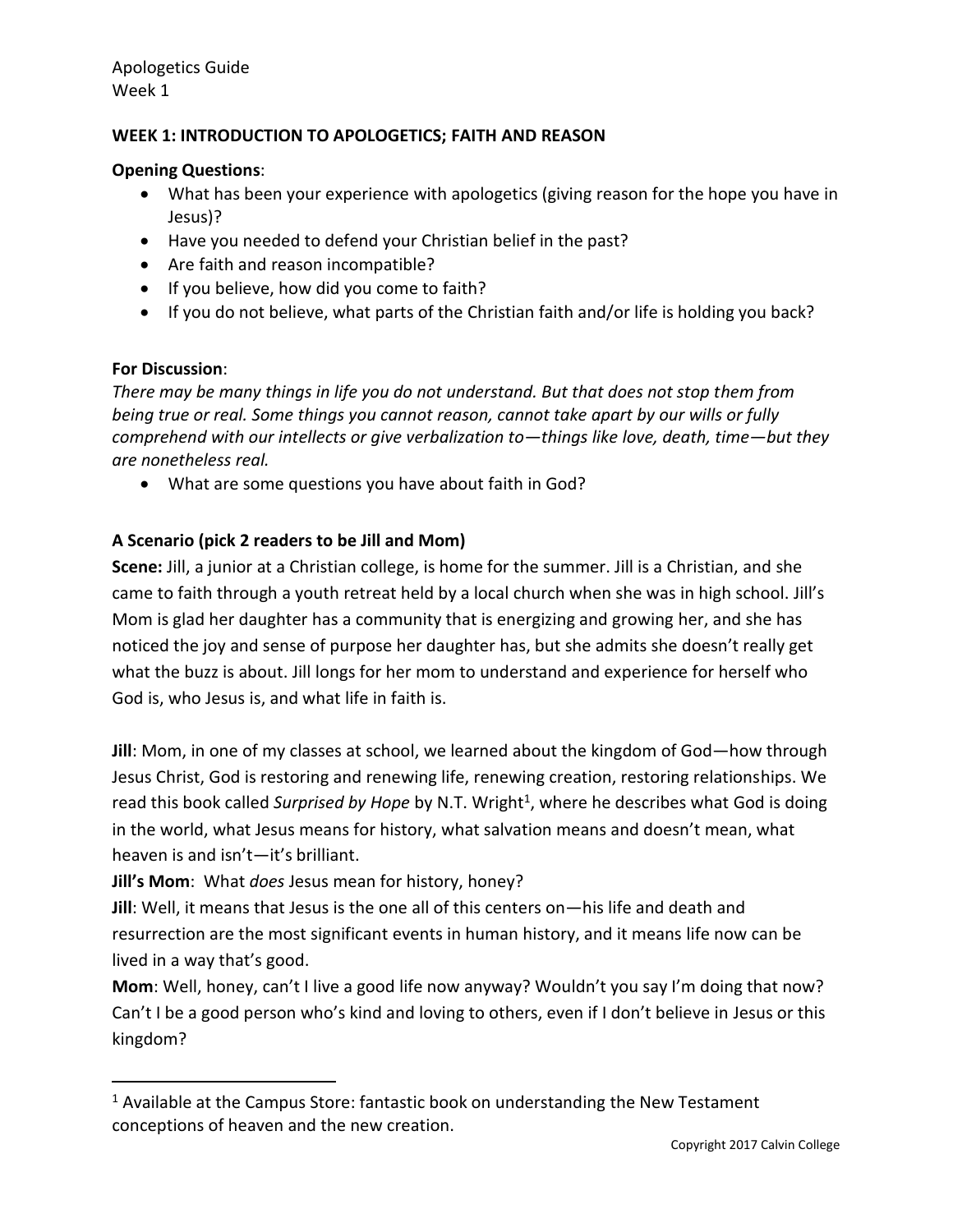Apologetics Guide
Week 1

**WEEK 1: INTRODUCTION TO APOLOGETICS; FAITH AND REASON**

**Opening Questions**:

- What has been your experience with apologetics (giving reason for the hope you have in Jesus)?
- Have you needed to defend your Christian belief in the past?
- Are faith and reason incompatible?
- If you believe, how did you come to faith?
- If you do not believe, what parts of the Christian faith and/or life is holding you back?

**For Discussion**:

*There may be many things in life you do not understand. But that does not stop them from being true or real. Some things you cannot reason, cannot take apart by our wills or fully comprehend with our intellects or give verbalization to—things like love, death, time—but they are nonetheless real.*

- What are some questions you have about faith in God?

**A Scenario (pick 2 readers to be Jill and Mom)**

**Scene:** Jill, a junior at a Christian college, is home for the summer. Jill is a Christian, and she came to faith through a youth retreat held by a local church when she was in high school. Jill's Mom is glad her daughter has a community that is energizing and growing her, and she has noticed the joy and sense of purpose her daughter has, but she admits she doesn't really get what the buzz is about. Jill longs for her mom to understand and experience for herself who God is, who Jesus is, and what life in faith is.

**Jill**: Mom, in one of my classes at school, we learned about the kingdom of God—how through Jesus Christ, God is restoring and renewing life, renewing creation, restoring relationships. We read this book called *Surprised by Hope* by N.T. Wright[1], where he describes what God is doing in the world, what Jesus means for history, what salvation means and doesn't mean, what heaven is and isn't—it's brilliant.

**Jill's Mom**: What *does* Jesus mean for history, honey?

**Jill**: Well, it means that Jesus is the one all of this centers on—his life and death and resurrection are the most significant events in human history, and it means life now can be lived in a way that's good.

**Mom**: Well, honey, can't I live a good life now anyway? Wouldn't you say I'm doing that now? Can't I be a good person who's kind and loving to others, even if I don't believe in Jesus or this kingdom?

[1] Available at the Campus Store: fantastic book on understanding the New Testament conceptions of heaven and the new creation.

Copyright 2017 Calvin College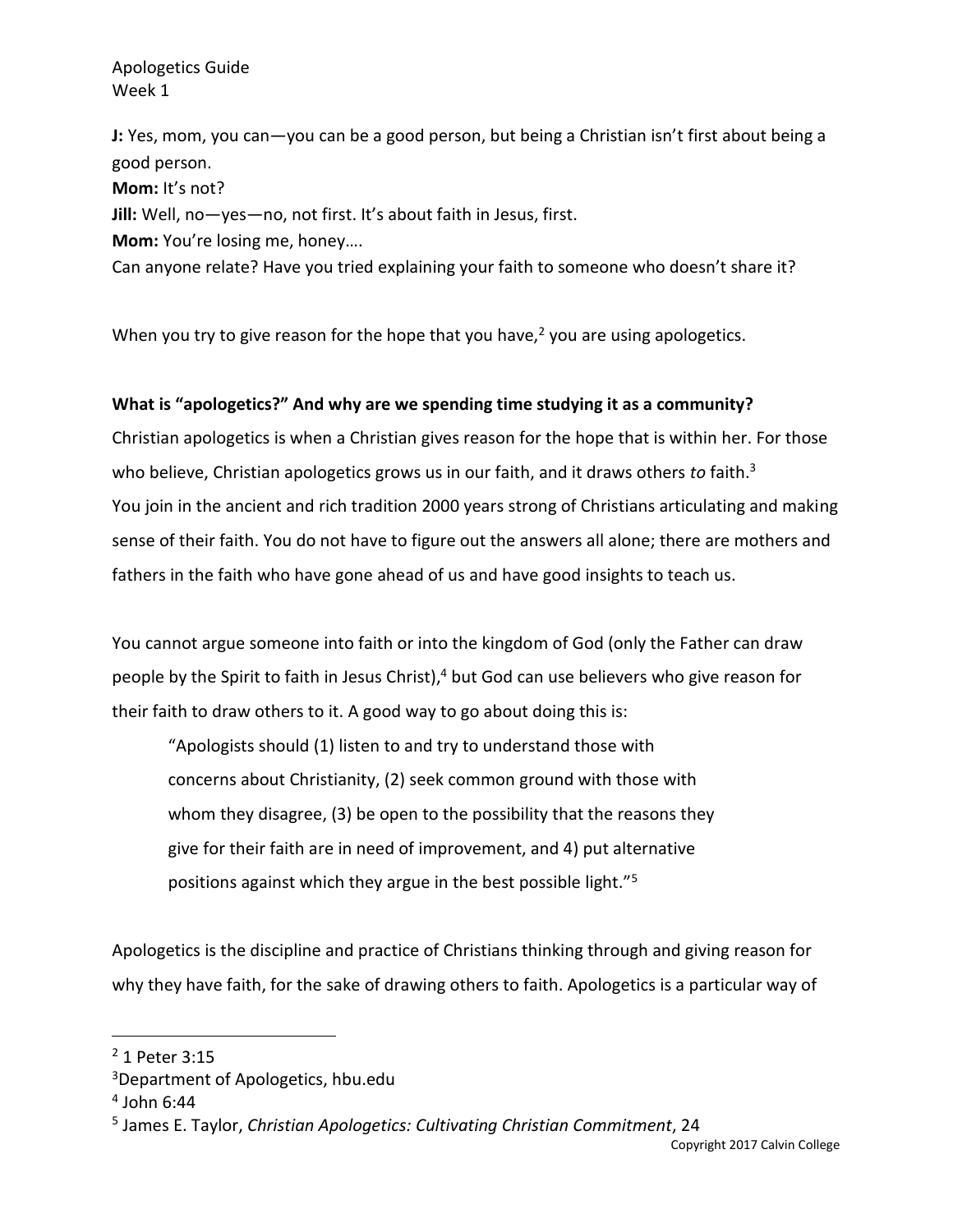**J:** Yes, mom, you can—you can be a good person, but being a Christian isn't first about being a good person.
**Mom:** It's not?
**Jill:** Well, no—yes—no, not first. It's about faith in Jesus, first.
**Mom:** You're losing me, honey….
Can anyone relate? Have you tried explaining your faith to someone who doesn't share it?

When you try to give reason for the hope that you have,[2] you are using apologetics.

**What is "apologetics?" And why are we spending time studying it as a community?**
Christian apologetics is when a Christian gives reason for the hope that is within her. For those who believe, Christian apologetics grows us in our faith, and it draws others *to* faith.[3]
You join in the ancient and rich tradition 2000 years strong of Christians articulating and making sense of their faith. You do not have to figure out the answers all alone; there are mothers and fathers in the faith who have gone ahead of us and have good insights to teach us.

You cannot argue someone into faith or into the kingdom of God (only the Father can draw people by the Spirit to faith in Jesus Christ),[4] but God can use believers who give reason for their faith to draw others to it. A good way to go about doing this is:

> "Apologists should (1) listen to and try to understand those with concerns about Christianity, (2) seek common ground with those with whom they disagree, (3) be open to the possibility that the reasons they give for their faith are in need of improvement, and 4) put alternative positions against which they argue in the best possible light."[5]

Apologetics is the discipline and practice of Christians thinking through and giving reason for why they have faith, for the sake of drawing others to faith. Apologetics is a particular way of

---

[2] 1 Peter 3:15
[3] Department of Apologetics, hbu.edu
[4] John 6:44
[5] James E. Taylor, *Christian Apologetics: Cultivating Christian Commitment*, 24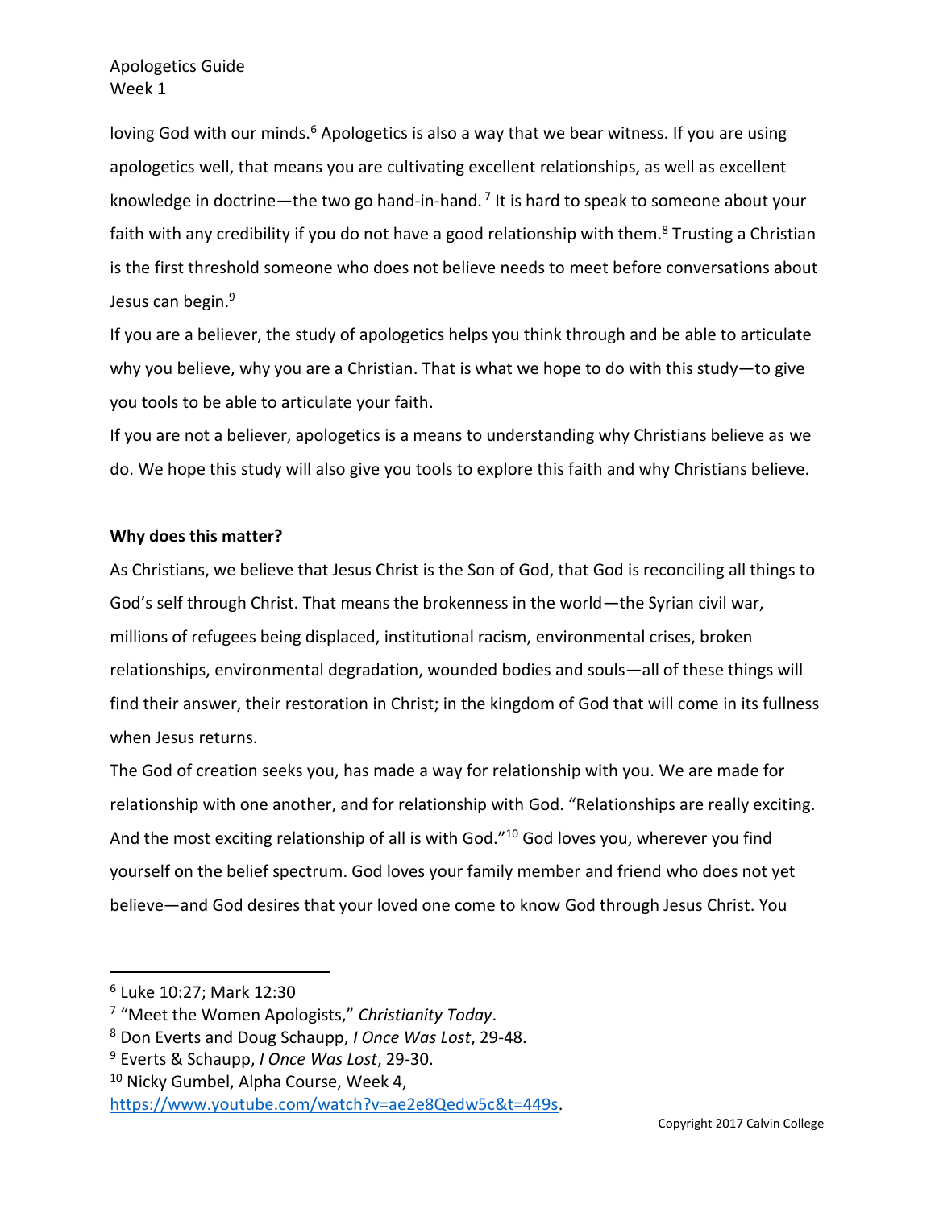loving God with our minds.[6] Apologetics is also a way that we bear witness. If you are using apologetics well, that means you are cultivating excellent relationships, as well as excellent knowledge in doctrine—the two go hand-in-hand.[7] It is hard to speak to someone about your faith with any credibility if you do not have a good relationship with them.[8] Trusting a Christian is the first threshold someone who does not believe needs to meet before conversations about Jesus can begin.[9]

If you are a believer, the study of apologetics helps you think through and be able to articulate why you believe, why you are a Christian. That is what we hope to do with this study—to give you tools to be able to articulate your faith.

If you are not a believer, apologetics is a means to understanding why Christians believe as we do. We hope this study will also give you tools to explore this faith and why Christians believe.

**Why does this matter?**

As Christians, we believe that Jesus Christ is the Son of God, that God is reconciling all things to God's self through Christ. That means the brokenness in the world—the Syrian civil war, millions of refugees being displaced, institutional racism, environmental crises, broken relationships, environmental degradation, wounded bodies and souls—all of these things will find their answer, their restoration in Christ; in the kingdom of God that will come in its fullness when Jesus returns.

The God of creation seeks you, has made a way for relationship with you. We are made for relationship with one another, and for relationship with God. "Relationships are really exciting. And the most exciting relationship of all is with God."[10] God loves you, wherever you find yourself on the belief spectrum. God loves your family member and friend who does not yet believe—and God desires that your loved one come to know God through Jesus Christ. You

---

[6] Luke 10:27; Mark 12:30

[7] "Meet the Women Apologists," *Christianity Today*.

[8] Don Everts and Doug Schaupp, *I Once Was Lost*, 29-48.

[9] Everts & Schaupp, *I Once Was Lost*, 29-30.

[10] Nicky Gumbel, Alpha Course, Week 4, https://www.youtube.com/watch?v=ae2e8Qedw5c&t=449s.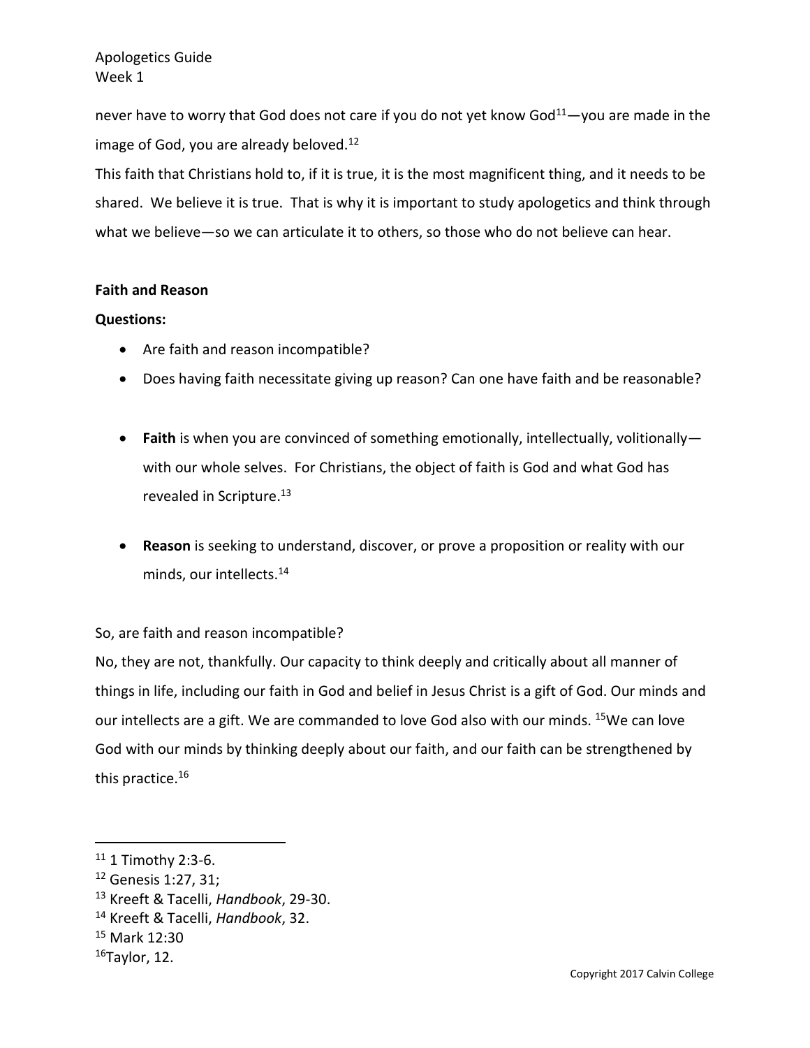never have to worry that God does not care if you do not yet know God[11]—you are made in the image of God, you are already beloved.[12]

This faith that Christians hold to, if it is true, it is the most magnificent thing, and it needs to be shared. We believe it is true. That is why it is important to study apologetics and think through what we believe—so we can articulate it to others, so those who do not believe can hear.

**Faith and Reason**

**Questions:**

- Are faith and reason incompatible?
- Does having faith necessitate giving up reason? Can one have faith and be reasonable?

- **Faith** is when you are convinced of something emotionally, intellectually, volitionally—with our whole selves. For Christians, the object of faith is God and what God has revealed in Scripture.[13]

- **Reason** is seeking to understand, discover, or prove a proposition or reality with our minds, our intellects.[14]

So, are faith and reason incompatible?

No, they are not, thankfully. Our capacity to think deeply and critically about all manner of things in life, including our faith in God and belief in Jesus Christ is a gift of God. Our minds and our intellects are a gift. We are commanded to love God also with our minds. [15]We can love God with our minds by thinking deeply about our faith, and our faith can be strengthened by this practice.[16]

---

[11] 1 Timothy 2:3-6.

[12] Genesis 1:27, 31;

[13] Kreeft & Tacelli, *Handbook*, 29-30.

[14] Kreeft & Tacelli, *Handbook*, 32.

[15] Mark 12:30

[16]Taylor, 12.

Copyright 2017 Calvin College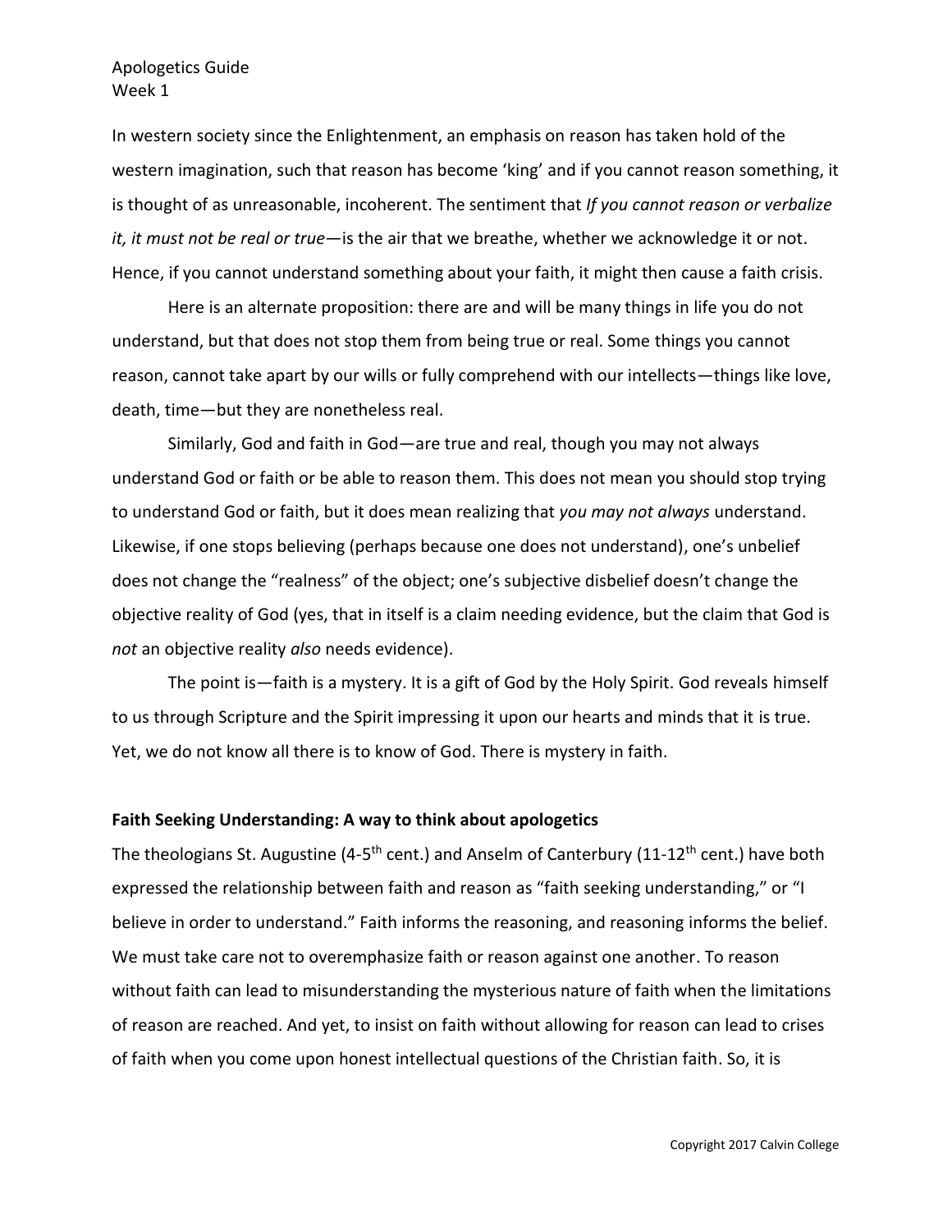In western society since the Enlightenment, an emphasis on reason has taken hold of the western imagination, such that reason has become 'king' and if you cannot reason something, it is thought of as unreasonable, incoherent. The sentiment that *If you cannot reason or verbalize it, it must not be real or true*—is the air that we breathe, whether we acknowledge it or not. Hence, if you cannot understand something about your faith, it might then cause a faith crisis.

Here is an alternate proposition: there are and will be many things in life you do not understand, but that does not stop them from being true or real. Some things you cannot reason, cannot take apart by our wills or fully comprehend with our intellects—things like love, death, time—but they are nonetheless real.

Similarly, God and faith in God—are true and real, though you may not always understand God or faith or be able to reason them. This does not mean you should stop trying to understand God or faith, but it does mean realizing that *you may not always* understand. Likewise, if one stops believing (perhaps because one does not understand), one's unbelief does not change the "realness" of the object; one's subjective disbelief doesn't change the objective reality of God (yes, that in itself is a claim needing evidence, but the claim that God is *not* an objective reality *also* needs evidence).

The point is—faith is a mystery. It is a gift of God by the Holy Spirit. God reveals himself to us through Scripture and the Spirit impressing it upon our hearts and minds that it is true. Yet, we do not know all there is to know of God. There is mystery in faith.

**Faith Seeking Understanding: A way to think about apologetics**

The theologians St. Augustine (4-5th cent.) and Anselm of Canterbury (11-12th cent.) have both expressed the relationship between faith and reason as "faith seeking understanding," or "I believe in order to understand." Faith informs the reasoning, and reasoning informs the belief. We must take care not to overemphasize faith or reason against one another. To reason without faith can lead to misunderstanding the mysterious nature of faith when the limitations of reason are reached. And yet, to insist on faith without allowing for reason can lead to crises of faith when you come upon honest intellectual questions of the Christian faith. So, it is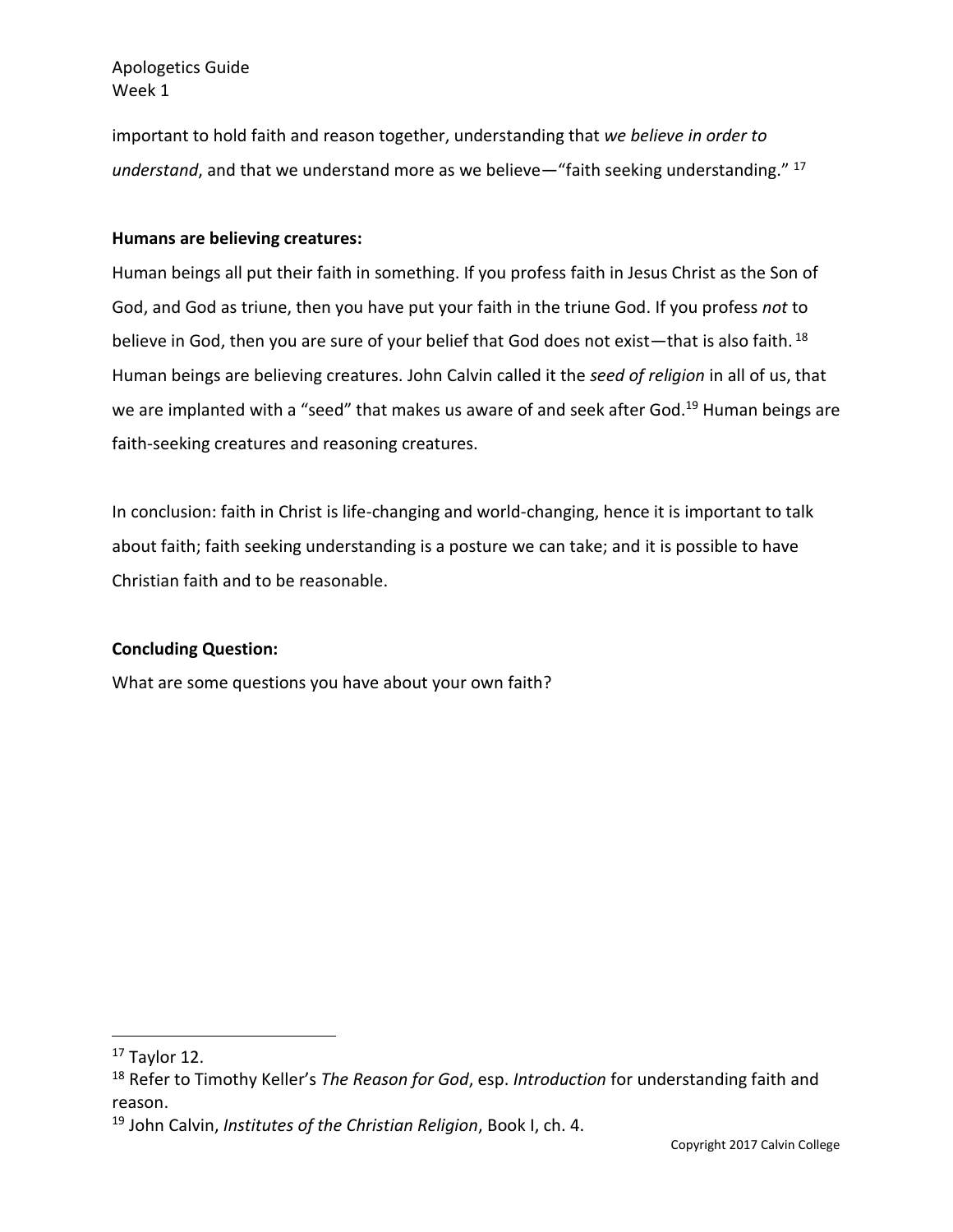important to hold faith and reason together, understanding that *we believe in order to understand*, and that we understand more as we believe—"faith seeking understanding." [17]

**Humans are believing creatures:**

Human beings all put their faith in something. If you profess faith in Jesus Christ as the Son of God, and God as triune, then you have put your faith in the triune God. If you profess *not* to believe in God, then you are sure of your belief that God does not exist—that is also faith. [18] Human beings are believing creatures. John Calvin called it the *seed of religion* in all of us, that we are implanted with a "seed" that makes us aware of and seek after God.[19] Human beings are faith-seeking creatures and reasoning creatures.

In conclusion: faith in Christ is life-changing and world-changing, hence it is important to talk about faith; faith seeking understanding is a posture we can take; and it is possible to have Christian faith and to be reasonable.

**Concluding Question:**

What are some questions you have about your own faith?

---

[17] Taylor 12.

[18] Refer to Timothy Keller's *The Reason for God*, esp. *Introduction* for understanding faith and reason.

[19] John Calvin, *Institutes of the Christian Religion*, Book I, ch. 4.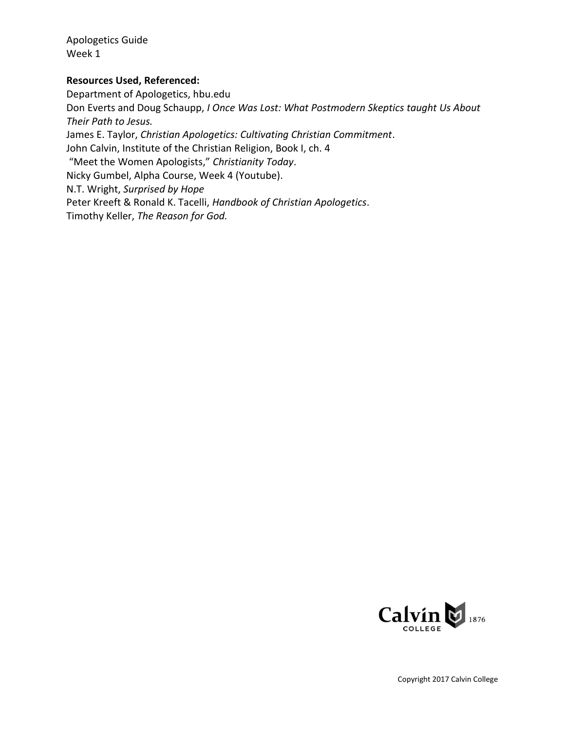Apologetics Guide
Week 1

**Resources Used, Referenced:**

Department of Apologetics, hbu.edu
Don Everts and Doug Schaupp, *I Once Was Lost: What Postmodern Skeptics taught Us About Their Path to Jesus.*
James E. Taylor, *Christian Apologetics: Cultivating Christian Commitment*.
John Calvin, Institute of the Christian Religion, Book I, ch. 4
"Meet the Women Apologists," *Christianity Today*.
Nicky Gumbel, Alpha Course, Week 4 (Youtube).
N.T. Wright, *Surprised by Hope*
Peter Kreeft & Ronald K. Tacelli, *Handbook of Christian Apologetics*.
Timothy Keller, *The Reason for God.*

Copyright 2017 Calvin College